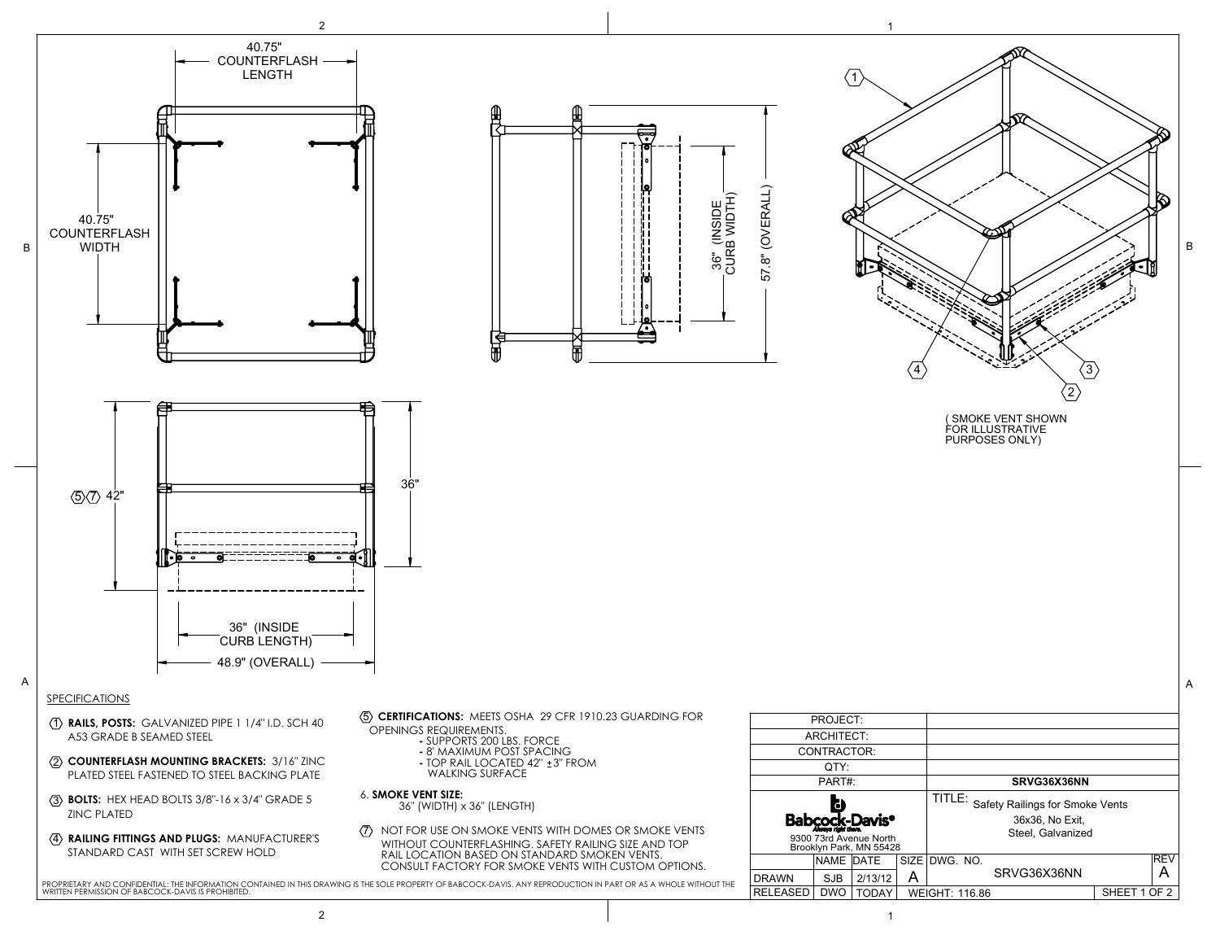40.75" COUNTERFLASH LENGTH

40.75" COUNTERFLASH WIDTH

36" (INSIDE CURB WIDTH)

57.8" (OVERALL)

(5)(7) 42"

36"

36" (INSIDE CURB LENGTH)

48.9" (OVERALL)

( SMOKE VENT SHOWN FOR ILLUSTRATIVE PURPOSES ONLY)

## SPECIFICATIONS

1. **RAILS, POSTS:** GALVANIZED PIPE 1 1/4" I.D. SCH 40 A53 GRADE B SEAMED STEEL
2. **COUNTERFLASH MOUNTING BRACKETS:** 3/16" ZINC PLATED STEEL FASTENED TO STEEL BACKING PLATE
3. **BOLTS:** HEX HEAD BOLTS 3/8"-16 x 3/4" GRADE 5 ZINC PLATED
4. **RAILING FITTINGS AND PLUGS:** MANUFACTURER'S STANDARD CAST WITH SET SCREW HOLD
5. **CERTIFICATIONS:** MEETS OSHA 29 CFR 1910.23 GUARDING FOR OPENINGS REQUIREMENTS.
   - SUPPORTS 200 LBS. FORCE
   - 8' MAXIMUM POST SPACING
   - TOP RAIL LOCATED 42" ±3" FROM WALKING SURFACE
6. **SMOKE VENT SIZE:** 36" (WIDTH) x 36" (LENGTH)
7. NOT FOR USE ON SMOKE VENTS WITH DOMES OR SMOKE VENTS WITHOUT COUNTERFLASHING. SAFETY RAILING SIZE AND TOP RAIL LOCATION BASED ON STANDARD SMOKEN VENTS. CONSULT FACTORY FOR SMOKE VENTS WITH CUSTOM OPTIONS.

PROPRIETARY AND CONFIDENTIAL: THE INFORMATION CONTAINED IN THIS DRAWING IS THE SOLE PROPERTY OF BABCOCK-DAVIS. ANY REPRODUCTION IN PART OR AS A WHOLE WITHOUT THE WRITTEN PERMISSION OF BABCOCK-DAVIS IS PROHIBITED.

| | | | | |
|---|---|---|---|---|
| PROJECT: | | | | |
| ARCHITECT: | | | | |
| CONTRACTOR: | | | | |
| QTY: | | | | |
| PART#: | | | SRVG36X36NN | |
| Babcock-Davis® Always right there. 9300 73rd Avenue North Brooklyn Park, MN 55428 | | | TITLE: Safety Railings for Smoke Vents 36x36, No Exit, Steel, Galvanized | |

| | NAME | DATE | SIZE | DWG. NO. | REV |
|---|---|---|---|---|---|
| DRAWN | SJB | 2/13/12 | A | SRVG36X36NN | A |
| RELEASED | DWO | TODAY | WEIGHT: 116.86 | | SHEET 1 OF 2 |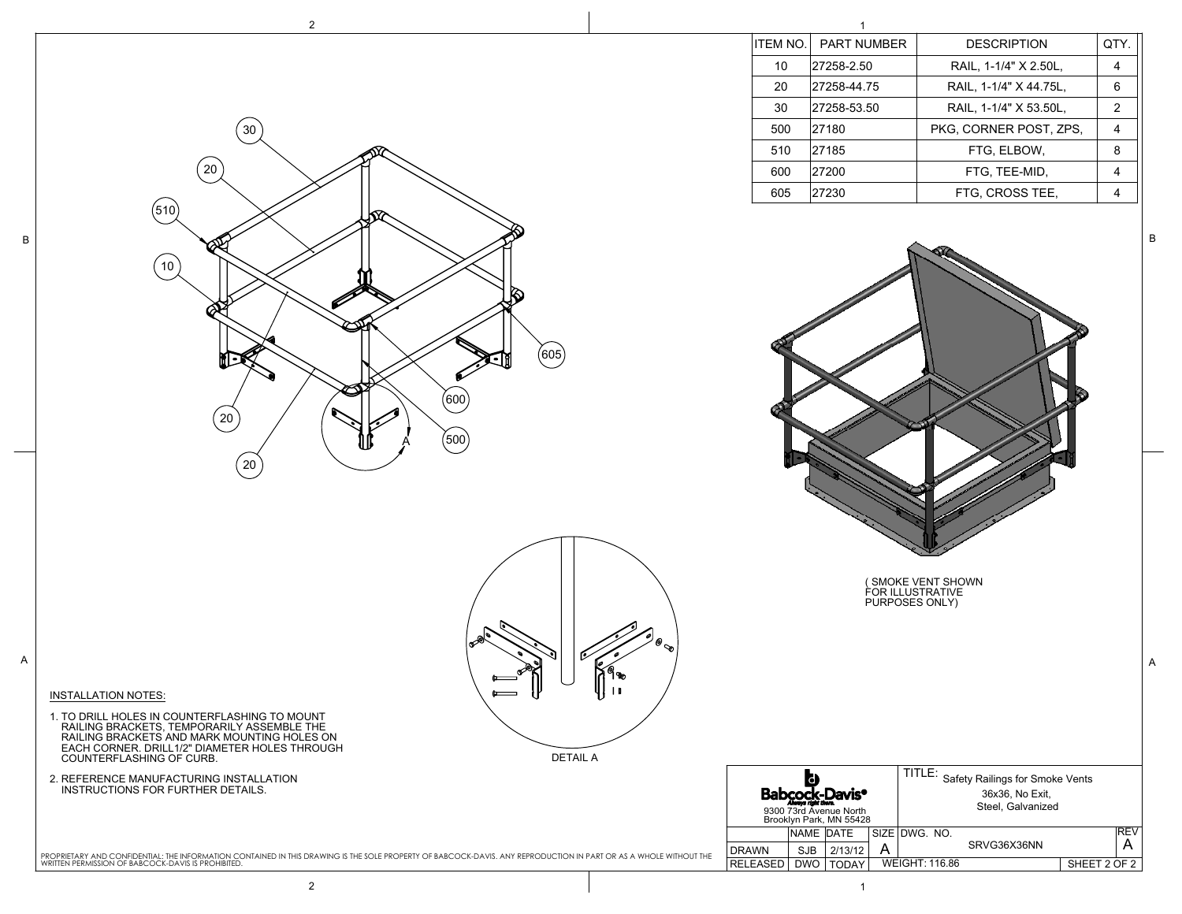| ITEM NO. | PART NUMBER | DESCRIPTION | QTY. |
|---|---|---|---|
| 10 | 27258-2.50 | RAIL, 1-1/4" X 2.50L, | 4 |
| 20 | 27258-44.75 | RAIL, 1-1/4" X 44.75L, | 6 |
| 30 | 27258-53.50 | RAIL, 1-1/4" X 53.50L, | 2 |
| 500 | 27180 | PKG, CORNER POST, ZPS, | 4 |
| 510 | 27185 | FTG, ELBOW, | 8 |
| 600 | 27200 | FTG, TEE-MID, | 4 |
| 605 | 27230 | FTG, CROSS TEE, | 4 |

30
20
510
10
20
20
605
600
500
A

( SMOKE VENT SHOWN FOR ILLUSTRATIVE PURPOSES ONLY)

DETAIL A

INSTALLATION NOTES:

1. TO DRILL HOLES IN COUNTERFLASHING TO MOUNT RAILING BRACKETS, TEMPORARILY ASSEMBLE THE RAILING BRACKETS AND MARK MOUNTING HOLES ON EACH CORNER. DRILL1/2" DIAMETER HOLES THROUGH COUNTERFLASHING OF CURB.
2. REFERENCE MANUFACTURING INSTALLATION INSTRUCTIONS FOR FURTHER DETAILS.

PROPRIETARY AND CONFIDENTIAL: THE INFORMATION CONTAINED IN THIS DRAWING IS THE SOLE PROPERTY OF BABCOCK-DAVIS. ANY REPRODUCTION IN PART OR AS A WHOLE WITHOUT THE WRITTEN PERMISSION OF BABCOCK-DAVIS IS PROHIBITED.

Babcock-Davis®
Always right there.
9300 73rd Avenue North
Brooklyn Park, MN 55428

TITLE: Safety Railings for Smoke Vents
36x36, No Exit,
Steel, Galvanized

| | NAME | DATE | SIZE | DWG. NO. | REV |
|---|---|---|---|---|---|
| DRAWN | SJB | 2/13/12 | A | SRVG36X36NN | A |
| RELEASED | DWO | TODAY | | WEIGHT: 116.86 | SHEET 2 OF 2 |